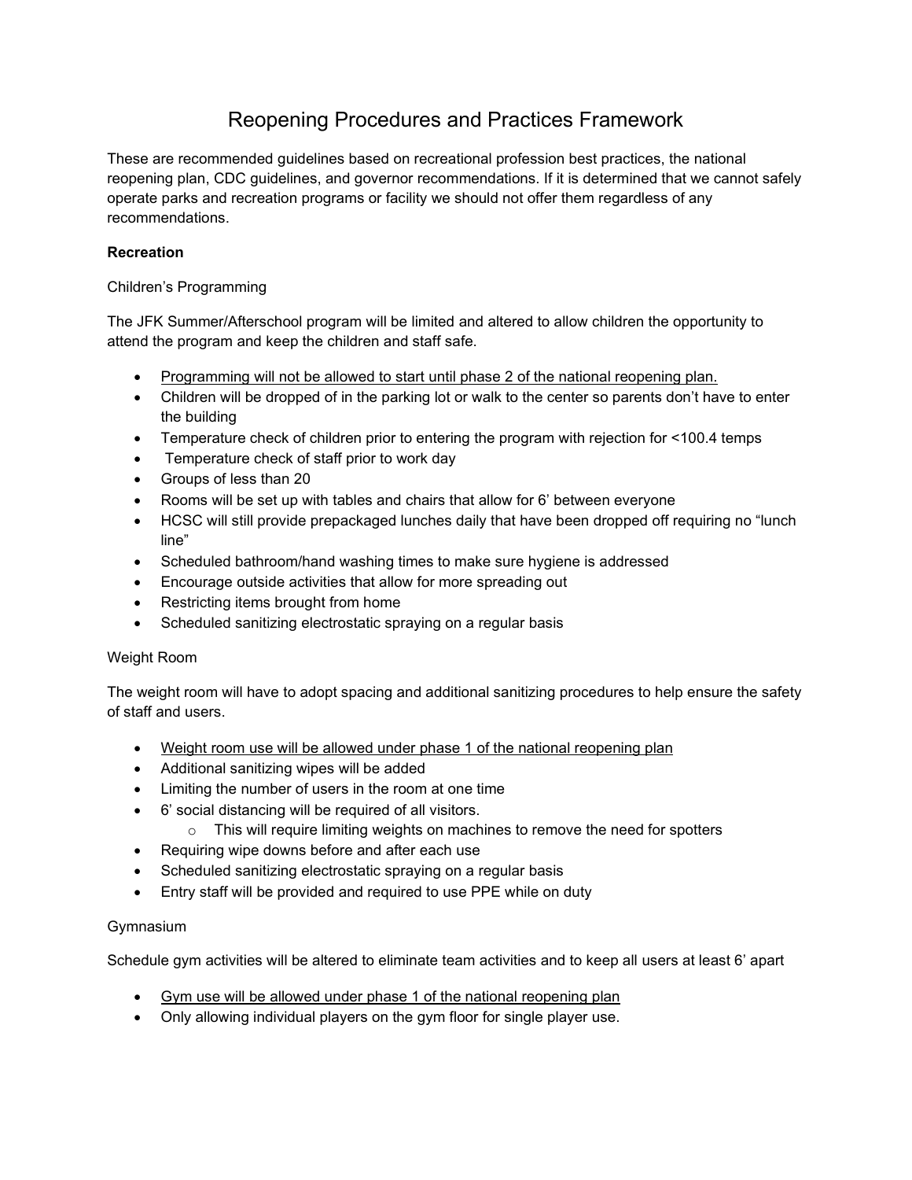# Reopening Procedures and Practices Framework

These are recommended guidelines based on recreational profession best practices, the national reopening plan, CDC guidelines, and governor recommendations. If it is determined that we cannot safely operate parks and recreation programs or facility we should not offer them regardless of any recommendations.

**Recreation**

Children's Programming

The JFK Summer/Afterschool program will be limited and altered to allow children the opportunity to attend the program and keep the children and staff safe.

- <u>Programming will not be allowed to start until phase 2 of the national reopening plan.</u>
- Children will be dropped of in the parking lot or walk to the center so parents don't have to enter the building
- Temperature check of children prior to entering the program with rejection for <100.4 temps
- Temperature check of staff prior to work day
- Groups of less than 20
- Rooms will be set up with tables and chairs that allow for 6' between everyone
- HCSC will still provide prepackaged lunches daily that have been dropped off requiring no "lunch line"
- Scheduled bathroom/hand washing times to make sure hygiene is addressed
- Encourage outside activities that allow for more spreading out
- Restricting items brought from home
- Scheduled sanitizing electrostatic spraying on a regular basis

Weight Room

The weight room will have to adopt spacing and additional sanitizing procedures to help ensure the safety of staff and users.

- <u>Weight room use will be allowed under phase 1 of the national reopening plan</u>
- Additional sanitizing wipes will be added
- Limiting the number of users in the room at one time
- 6' social distancing will be required of all visitors.
  - This will require limiting weights on machines to remove the need for spotters
- Requiring wipe downs before and after each use
- Scheduled sanitizing electrostatic spraying on a regular basis
- Entry staff will be provided and required to use PPE while on duty

Gymnasium

Schedule gym activities will be altered to eliminate team activities and to keep all users at least 6' apart

- <u>Gym use will be allowed under phase 1 of the national reopening plan</u>
- Only allowing individual players on the gym floor for single player use.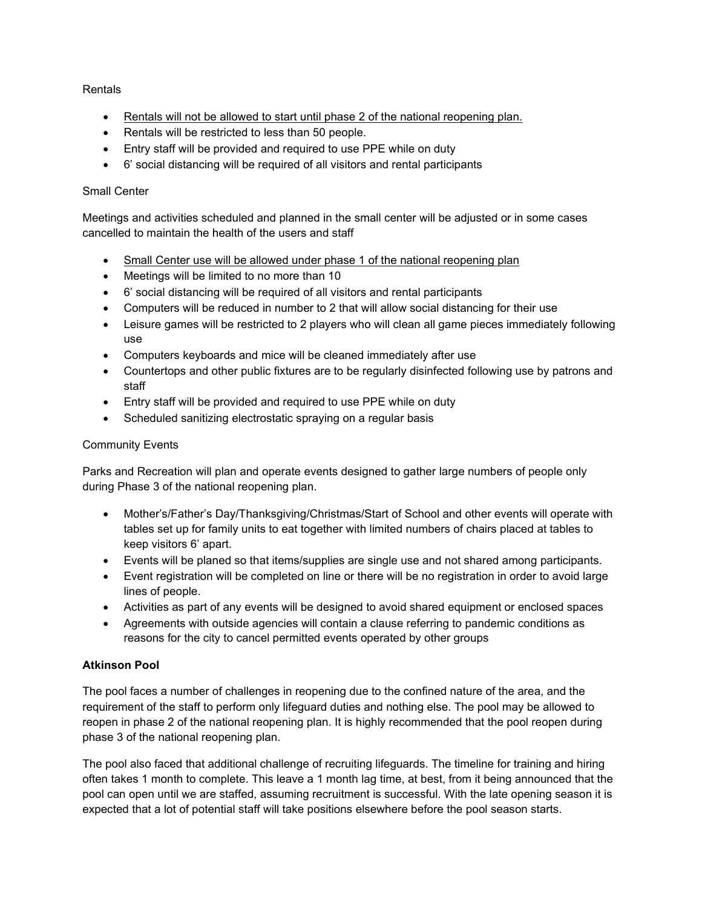Rentals

- <u>Rentals will not be allowed to start until phase 2 of the national reopening plan.</u>
- Rentals will be restricted to less than 50 people.
- Entry staff will be provided and required to use PPE while on duty
- 6' social distancing will be required of all visitors and rental participants

Small Center

Meetings and activities scheduled and planned in the small center will be adjusted or in some cases cancelled to maintain the health of the users and staff

- <u>Small Center use will be allowed under phase 1 of the national reopening plan</u>
- Meetings will be limited to no more than 10
- 6' social distancing will be required of all visitors and rental participants
- Computers will be reduced in number to 2 that will allow social distancing for their use
- Leisure games will be restricted to 2 players who will clean all game pieces immediately following use
- Computers keyboards and mice will be cleaned immediately after use
- Countertops and other public fixtures are to be regularly disinfected following use by patrons and staff
- Entry staff will be provided and required to use PPE while on duty
- Scheduled sanitizing electrostatic spraying on a regular basis

Community Events

Parks and Recreation will plan and operate events designed to gather large numbers of people only during Phase 3 of the national reopening plan.

- Mother's/Father's Day/Thanksgiving/Christmas/Start of School and other events will operate with tables set up for family units to eat together with limited numbers of chairs placed at tables to keep visitors 6' apart.
- Events will be planed so that items/supplies are single use and not shared among participants.
- Event registration will be completed on line or there will be no registration in order to avoid large lines of people.
- Activities as part of any events will be designed to avoid shared equipment or enclosed spaces
- Agreements with outside agencies will contain a clause referring to pandemic conditions as reasons for the city to cancel permitted events operated by other groups

**Atkinson Pool**

The pool faces a number of challenges in reopening due to the confined nature of the area, and the requirement of the staff to perform only lifeguard duties and nothing else. The pool may be allowed to reopen in phase 2 of the national reopening plan. It is highly recommended that the pool reopen during phase 3 of the national reopening plan.

The pool also faced that additional challenge of recruiting lifeguards. The timeline for training and hiring often takes 1 month to complete. This leave a 1 month lag time, at best, from it being announced that the pool can open until we are staffed, assuming recruitment is successful. With the late opening season it is expected that a lot of potential staff will take positions elsewhere before the pool season starts.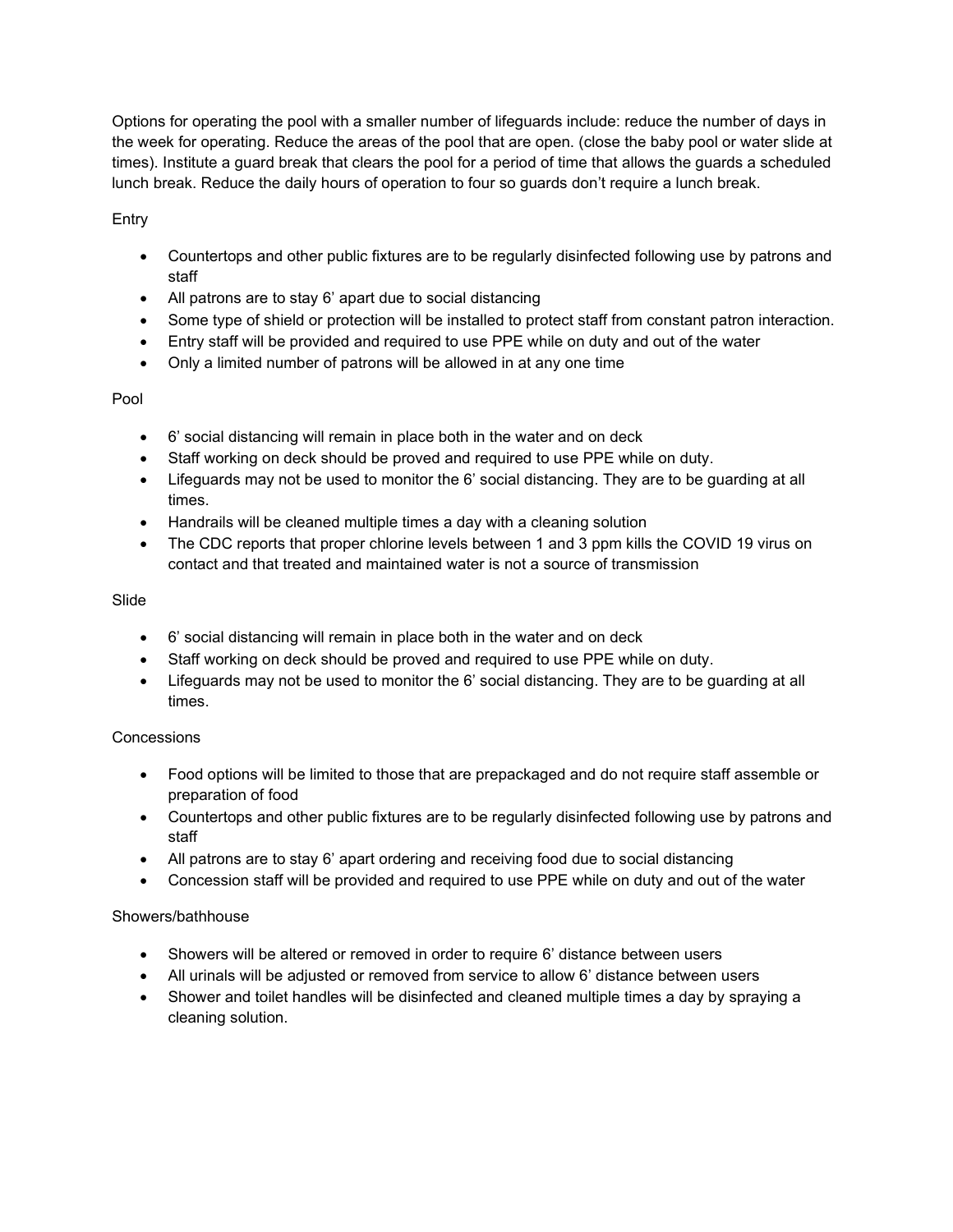Options for operating the pool with a smaller number of lifeguards include: reduce the number of days in the week for operating. Reduce the areas of the pool that are open. (close the baby pool or water slide at times). Institute a guard break that clears the pool for a period of time that allows the guards a scheduled lunch break. Reduce the daily hours of operation to four so guards don't require a lunch break.

Entry

- Countertops and other public fixtures are to be regularly disinfected following use by patrons and staff
- All patrons are to stay 6' apart due to social distancing
- Some type of shield or protection will be installed to protect staff from constant patron interaction.
- Entry staff will be provided and required to use PPE while on duty and out of the water
- Only a limited number of patrons will be allowed in at any one time

Pool

- 6' social distancing will remain in place both in the water and on deck
- Staff working on deck should be proved and required to use PPE while on duty.
- Lifeguards may not be used to monitor the 6' social distancing. They are to be guarding at all times.
- Handrails will be cleaned multiple times a day with a cleaning solution
- The CDC reports that proper chlorine levels between 1 and 3 ppm kills the COVID 19 virus on contact and that treated and maintained water is not a source of transmission

Slide

- 6' social distancing will remain in place both in the water and on deck
- Staff working on deck should be proved and required to use PPE while on duty.
- Lifeguards may not be used to monitor the 6' social distancing. They are to be guarding at all times.

Concessions

- Food options will be limited to those that are prepackaged and do not require staff assemble or preparation of food
- Countertops and other public fixtures are to be regularly disinfected following use by patrons and staff
- All patrons are to stay 6' apart ordering and receiving food due to social distancing
- Concession staff will be provided and required to use PPE while on duty and out of the water

Showers/bathhouse

- Showers will be altered or removed in order to require 6' distance between users
- All urinals will be adjusted or removed from service to allow 6' distance between users
- Shower and toilet handles will be disinfected and cleaned multiple times a day by spraying a cleaning solution.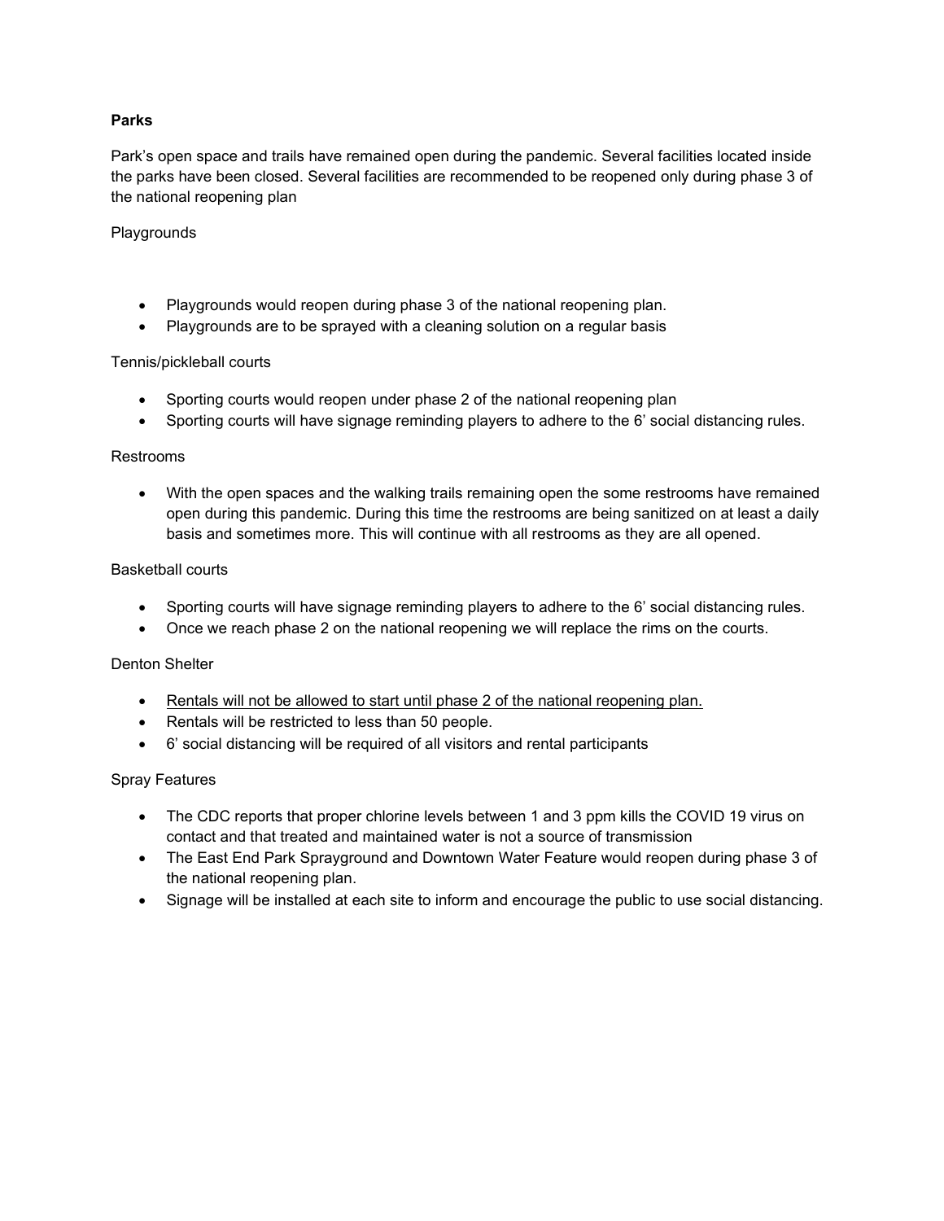**Parks**

Park's open space and trails have remained open during the pandemic. Several facilities located inside the parks have been closed. Several facilities are recommended to be reopened only during phase 3 of the national reopening plan

Playgrounds

- Playgrounds would reopen during phase 3 of the national reopening plan.
- Playgrounds are to be sprayed with a cleaning solution on a regular basis

Tennis/pickleball courts

- Sporting courts would reopen under phase 2 of the national reopening plan
- Sporting courts will have signage reminding players to adhere to the 6' social distancing rules.

Restrooms

- With the open spaces and the walking trails remaining open the some restrooms have remained open during this pandemic. During this time the restrooms are being sanitized on at least a daily basis and sometimes more. This will continue with all restrooms as they are all opened.

Basketball courts

- Sporting courts will have signage reminding players to adhere to the 6' social distancing rules.
- Once we reach phase 2 on the national reopening we will replace the rims on the courts.

Denton Shelter

- <u>Rentals will not be allowed to start until phase 2 of the national reopening plan.</u>
- Rentals will be restricted to less than 50 people.
- 6' social distancing will be required of all visitors and rental participants

Spray Features

- The CDC reports that proper chlorine levels between 1 and 3 ppm kills the COVID 19 virus on contact and that treated and maintained water is not a source of transmission
- The East End Park Sprayground and Downtown Water Feature would reopen during phase 3 of the national reopening plan.
- Signage will be installed at each site to inform and encourage the public to use social distancing.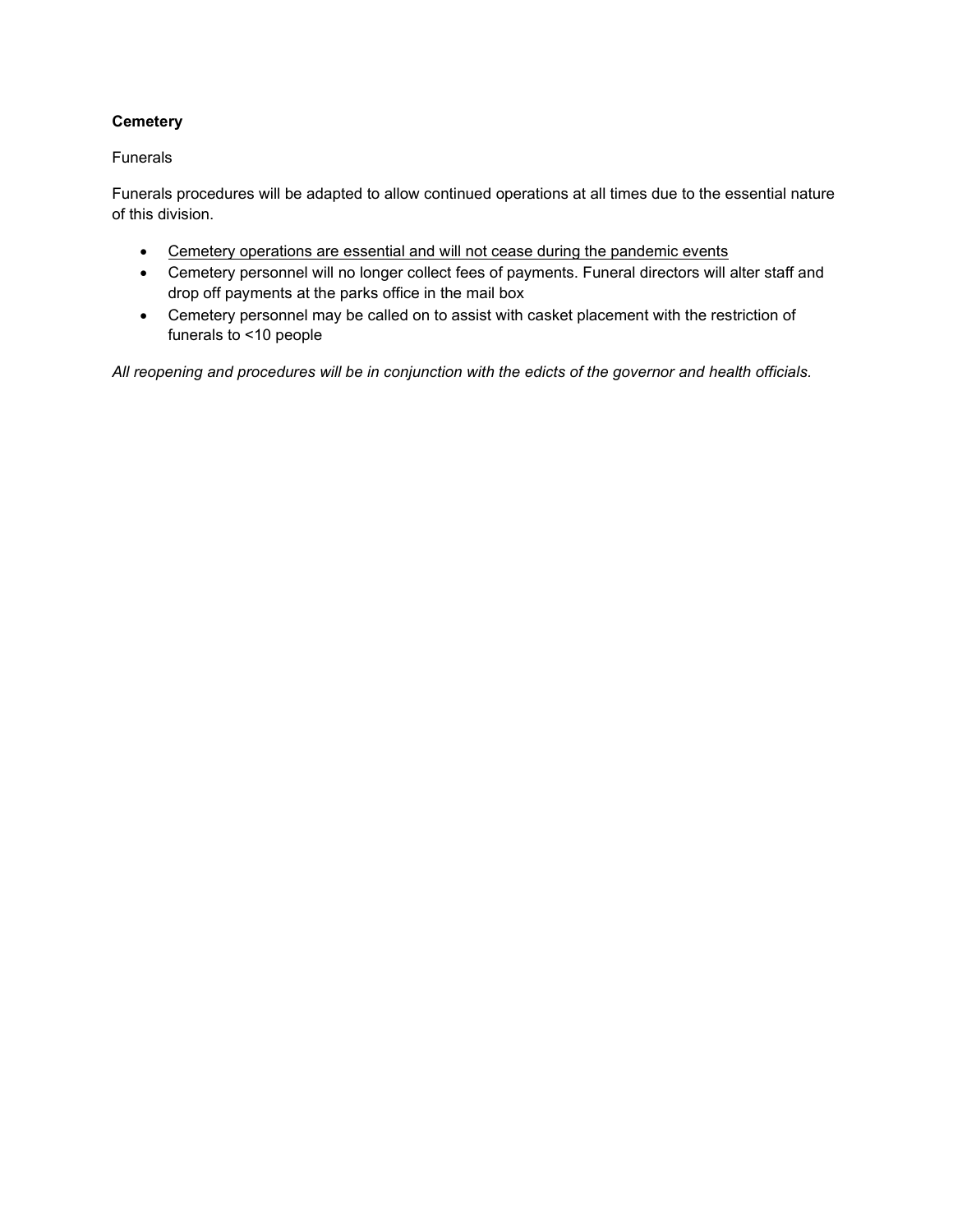**Cemetery**

Funerals

Funerals procedures will be adapted to allow continued operations at all times due to the essential nature of this division.

- <u>Cemetery operations are essential and will not cease during the pandemic events</u>
- Cemetery personnel will no longer collect fees of payments. Funeral directors will alter staff and drop off payments at the parks office in the mail box
- Cemetery personnel may be called on to assist with casket placement with the restriction of funerals to <10 people

*All reopening and procedures will be in conjunction with the edicts of the governor and health officials.*